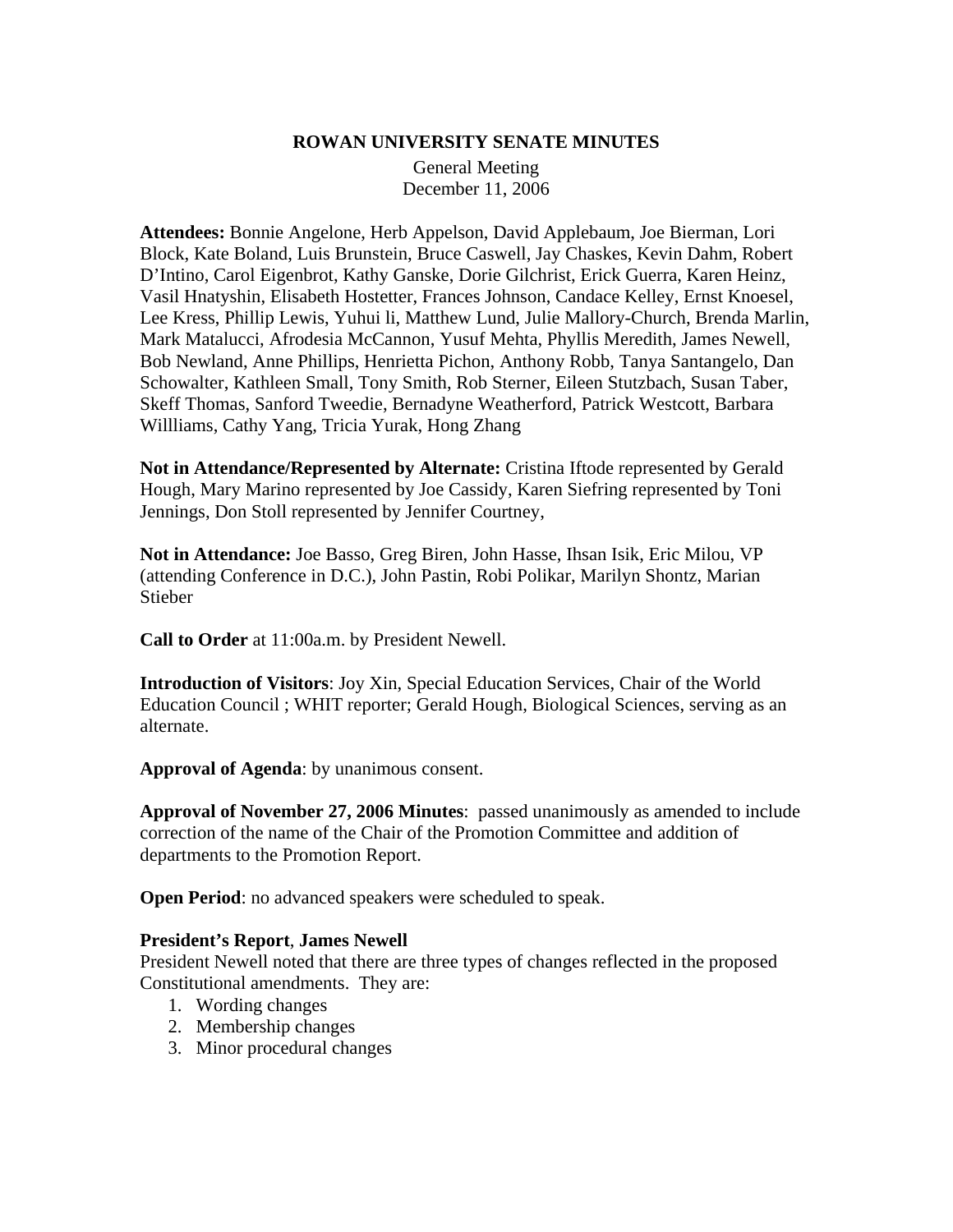**ROWAN UNIVERSITY SENATE MINUTES**

General Meeting
December 11, 2006

**Attendees:** Bonnie Angelone, Herb Appelson, David Applebaum, Joe Bierman, Lori Block, Kate Boland, Luis Brunstein, Bruce Caswell, Jay Chaskes, Kevin Dahm, Robert D'Intino, Carol Eigenbrot, Kathy Ganske, Dorie Gilchrist, Erick Guerra, Karen Heinz, Vasil Hnatyshin, Elisabeth Hostetter, Frances Johnson, Candace Kelley, Ernst Knoesel, Lee Kress, Phillip Lewis, Yuhui li, Matthew Lund, Julie Mallory-Church, Brenda Marlin, Mark Matalucci, Afrodesia McCannon, Yusuf Mehta, Phyllis Meredith, James Newell, Bob Newland, Anne Phillips, Henrietta Pichon, Anthony Robb, Tanya Santangelo, Dan Schowalter, Kathleen Small, Tony Smith, Rob Sterner, Eileen Stutzbach, Susan Taber, Skeff Thomas, Sanford Tweedie, Bernadyne Weatherford, Patrick Westcott, Barbara Willliams, Cathy Yang, Tricia Yurak, Hong Zhang

**Not in Attendance/Represented by Alternate:** Cristina Iftode represented by Gerald Hough, Mary Marino represented by Joe Cassidy, Karen Siefring represented by Toni Jennings, Don Stoll represented by Jennifer Courtney,

**Not in Attendance:** Joe Basso, Greg Biren, John Hasse, Ihsan Isik, Eric Milou, VP (attending Conference in D.C.), John Pastin, Robi Polikar, Marilyn Shontz, Marian Stieber

**Call to Order** at 11:00a.m. by President Newell.

**Introduction of Visitors**: Joy Xin, Special Education Services, Chair of the World Education Council ; WHIT reporter; Gerald Hough, Biological Sciences, serving as an alternate.

**Approval of Agenda**: by unanimous consent.

**Approval of November 27, 2006 Minutes**: passed unanimously as amended to include correction of the name of the Chair of the Promotion Committee and addition of departments to the Promotion Report.

**Open Period**: no advanced speakers were scheduled to speak.

**President's Report**, **James Newell**

President Newell noted that there are three types of changes reflected in the proposed Constitutional amendments. They are:

1. Wording changes
2. Membership changes
3. Minor procedural changes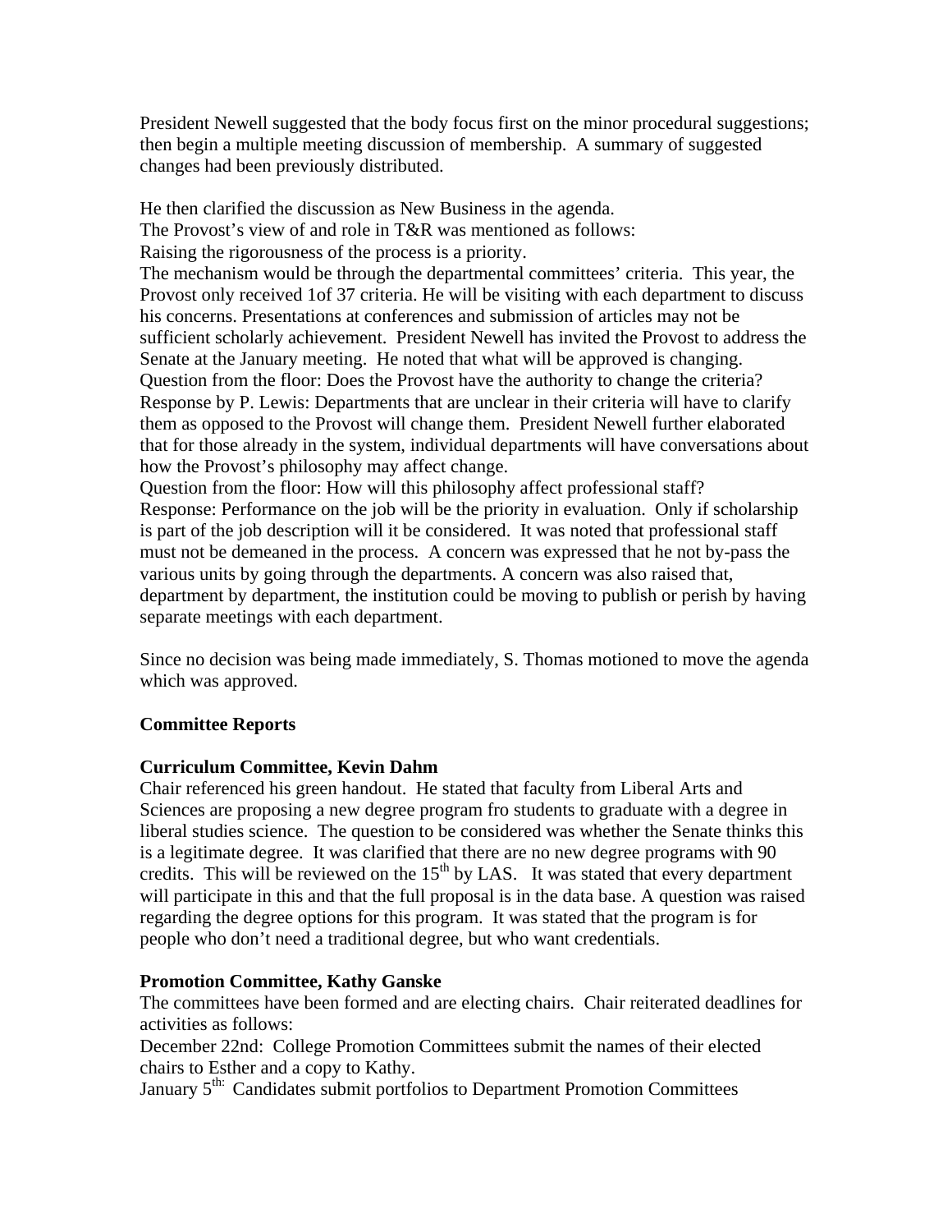President Newell suggested that the body focus first on the minor procedural suggestions; then begin a multiple meeting discussion of membership. A summary of suggested changes had been previously distributed.

He then clarified the discussion as New Business in the agenda.
The Provost's view of and role in T&R was mentioned as follows:
Raising the rigorousness of the process is a priority.
The mechanism would be through the departmental committees' criteria. This year, the Provost only received 1of 37 criteria. He will be visiting with each department to discuss his concerns. Presentations at conferences and submission of articles may not be sufficient scholarly achievement. President Newell has invited the Provost to address the Senate at the January meeting. He noted that what will be approved is changing.
Question from the floor: Does the Provost have the authority to change the criteria?
Response by P. Lewis: Departments that are unclear in their criteria will have to clarify them as opposed to the Provost will change them. President Newell further elaborated that for those already in the system, individual departments will have conversations about how the Provost's philosophy may affect change.
Question from the floor: How will this philosophy affect professional staff?
Response: Performance on the job will be the priority in evaluation. Only if scholarship is part of the job description will it be considered. It was noted that professional staff must not be demeaned in the process. A concern was expressed that he not by-pass the various units by going through the departments. A concern was also raised that, department by department, the institution could be moving to publish or perish by having separate meetings with each department.

Since no decision was being made immediately, S. Thomas motioned to move the agenda which was approved.

## Committee Reports

### Curriculum Committee, Kevin Dahm

Chair referenced his green handout. He stated that faculty from Liberal Arts and Sciences are proposing a new degree program fro students to graduate with a degree in liberal studies science. The question to be considered was whether the Senate thinks this is a legitimate degree. It was clarified that there are no new degree programs with 90 credits. This will be reviewed on the 15th by LAS. It was stated that every department will participate in this and that the full proposal is in the data base. A question was raised regarding the degree options for this program. It was stated that the program is for people who don't need a traditional degree, but who want credentials.

### Promotion Committee, Kathy Ganske

The committees have been formed and are electing chairs. Chair reiterated deadlines for activities as follows:

December 22nd: College Promotion Committees submit the names of their elected chairs to Esther and a copy to Kathy.
January 5th: Candidates submit portfolios to Department Promotion Committees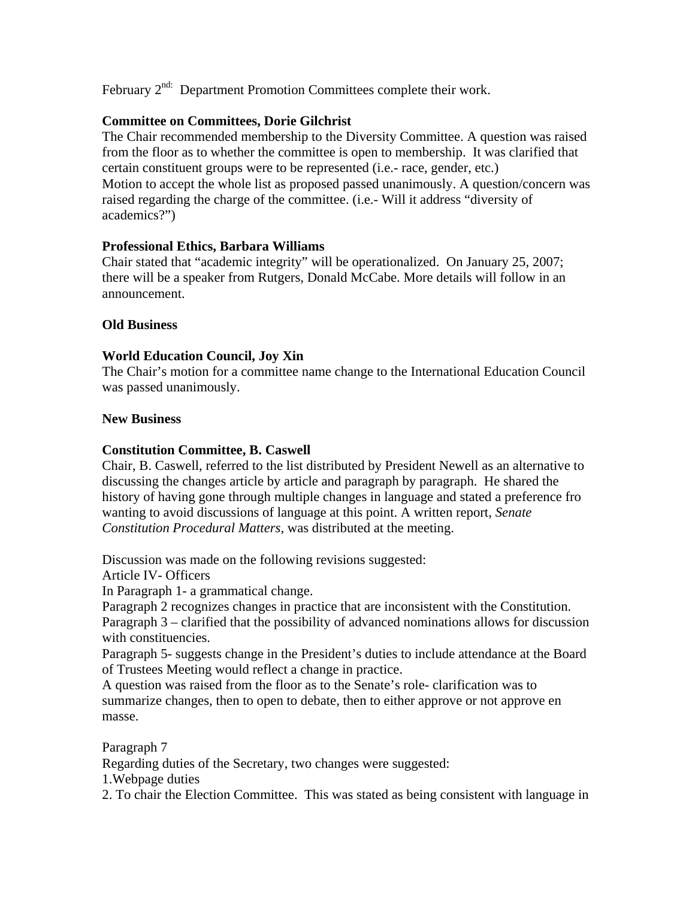February 2nd: Department Promotion Committees complete their work.

**Committee on Committees, Dorie Gilchrist**

The Chair recommended membership to the Diversity Committee. A question was raised from the floor as to whether the committee is open to membership. It was clarified that certain constituent groups were to be represented (i.e.- race, gender, etc.)
Motion to accept the whole list as proposed passed unanimously. A question/concern was raised regarding the charge of the committee. (i.e.- Will it address "diversity of academics?")

**Professional Ethics, Barbara Williams**

Chair stated that "academic integrity" will be operationalized. On January 25, 2007; there will be a speaker from Rutgers, Donald McCabe. More details will follow in an announcement.

**Old Business**

**World Education Council, Joy Xin**

The Chair's motion for a committee name change to the International Education Council was passed unanimously.

**New Business**

**Constitution Committee, B. Caswell**

Chair, B. Caswell, referred to the list distributed by President Newell as an alternative to discussing the changes article by article and paragraph by paragraph. He shared the history of having gone through multiple changes in language and stated a preference fro wanting to avoid discussions of language at this point. A written report, *Senate Constitution Procedural Matters,* was distributed at the meeting.

Discussion was made on the following revisions suggested:
Article IV- Officers
In Paragraph 1- a grammatical change.
Paragraph 2 recognizes changes in practice that are inconsistent with the Constitution.
Paragraph 3 – clarified that the possibility of advanced nominations allows for discussion with constituencies.
Paragraph 5- suggests change in the President's duties to include attendance at the Board of Trustees Meeting would reflect a change in practice.
A question was raised from the floor as to the Senate's role- clarification was to summarize changes, then to open to debate, then to either approve or not approve en masse.

Paragraph 7
Regarding duties of the Secretary, two changes were suggested:
1.Webpage duties
2. To chair the Election Committee. This was stated as being consistent with language in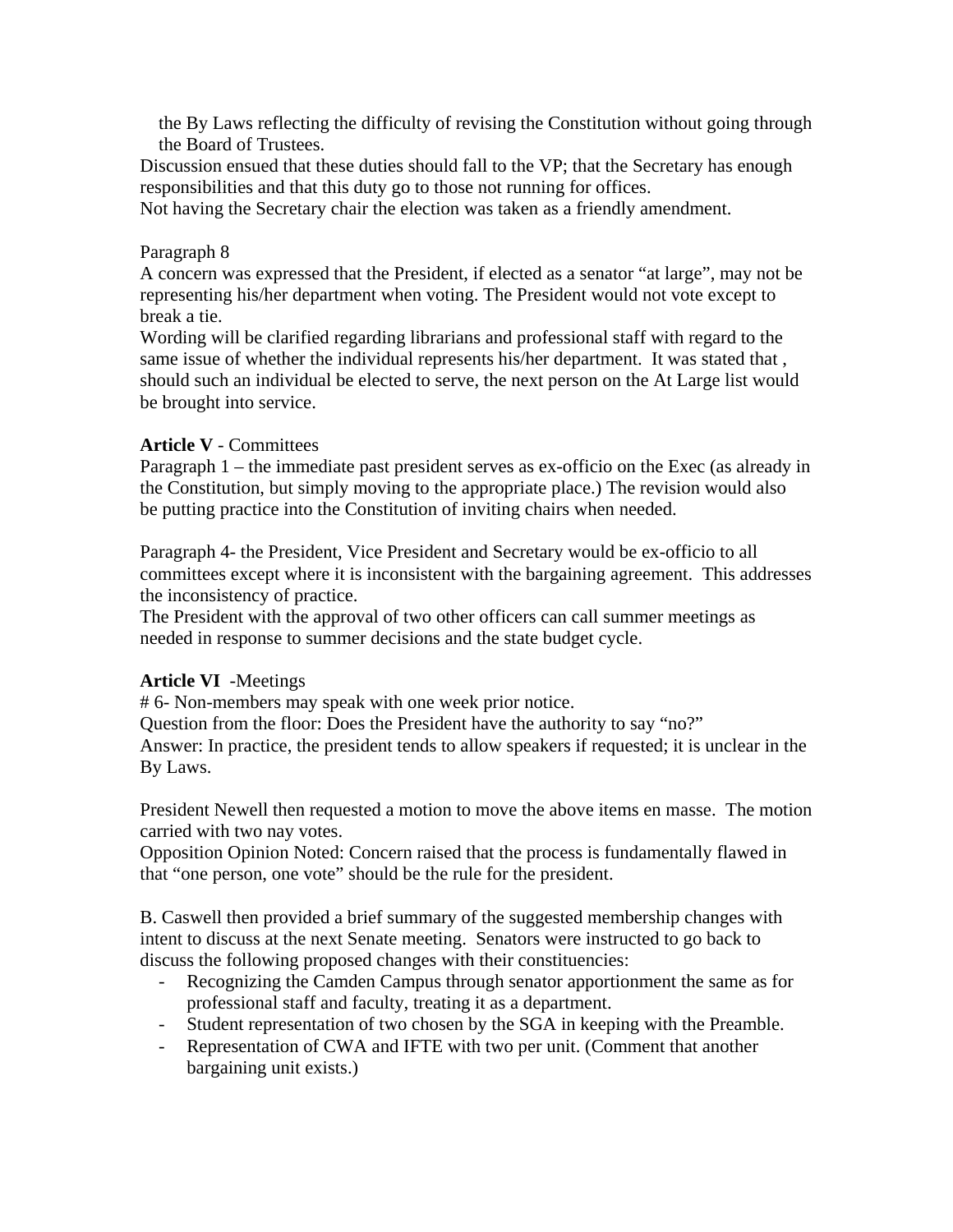the By Laws reflecting the difficulty of revising the Constitution without going through the Board of Trustees.

Discussion ensued that these duties should fall to the VP; that the Secretary has enough responsibilities and that this duty go to those not running for offices.

Not having the Secretary chair the election was taken as a friendly amendment.

Paragraph 8

A concern was expressed that the President, if elected as a senator "at large", may not be representing his/her department when voting. The President would not vote except to break a tie.

Wording will be clarified regarding librarians and professional staff with regard to the same issue of whether the individual represents his/her department. It was stated that , should such an individual be elected to serve, the next person on the At Large list would be brought into service.

**Article V** - Committees

Paragraph 1 – the immediate past president serves as ex-officio on the Exec (as already in the Constitution, but simply moving to the appropriate place.) The revision would also be putting practice into the Constitution of inviting chairs when needed.

Paragraph 4- the President, Vice President and Secretary would be ex-officio to all committees except where it is inconsistent with the bargaining agreement. This addresses the inconsistency of practice.

The President with the approval of two other officers can call summer meetings as needed in response to summer decisions and the state budget cycle.

**Article VI** -Meetings

# 6- Non-members may speak with one week prior notice.

Question from the floor: Does the President have the authority to say "no?"

Answer: In practice, the president tends to allow speakers if requested; it is unclear in the By Laws.

President Newell then requested a motion to move the above items en masse. The motion carried with two nay votes.

Opposition Opinion Noted: Concern raised that the process is fundamentally flawed in that "one person, one vote" should be the rule for the president.

B. Caswell then provided a brief summary of the suggested membership changes with intent to discuss at the next Senate meeting. Senators were instructed to go back to discuss the following proposed changes with their constituencies:

- Recognizing the Camden Campus through senator apportionment the same as for professional staff and faculty, treating it as a department.
- Student representation of two chosen by the SGA in keeping with the Preamble.
- Representation of CWA and IFTE with two per unit. (Comment that another bargaining unit exists.)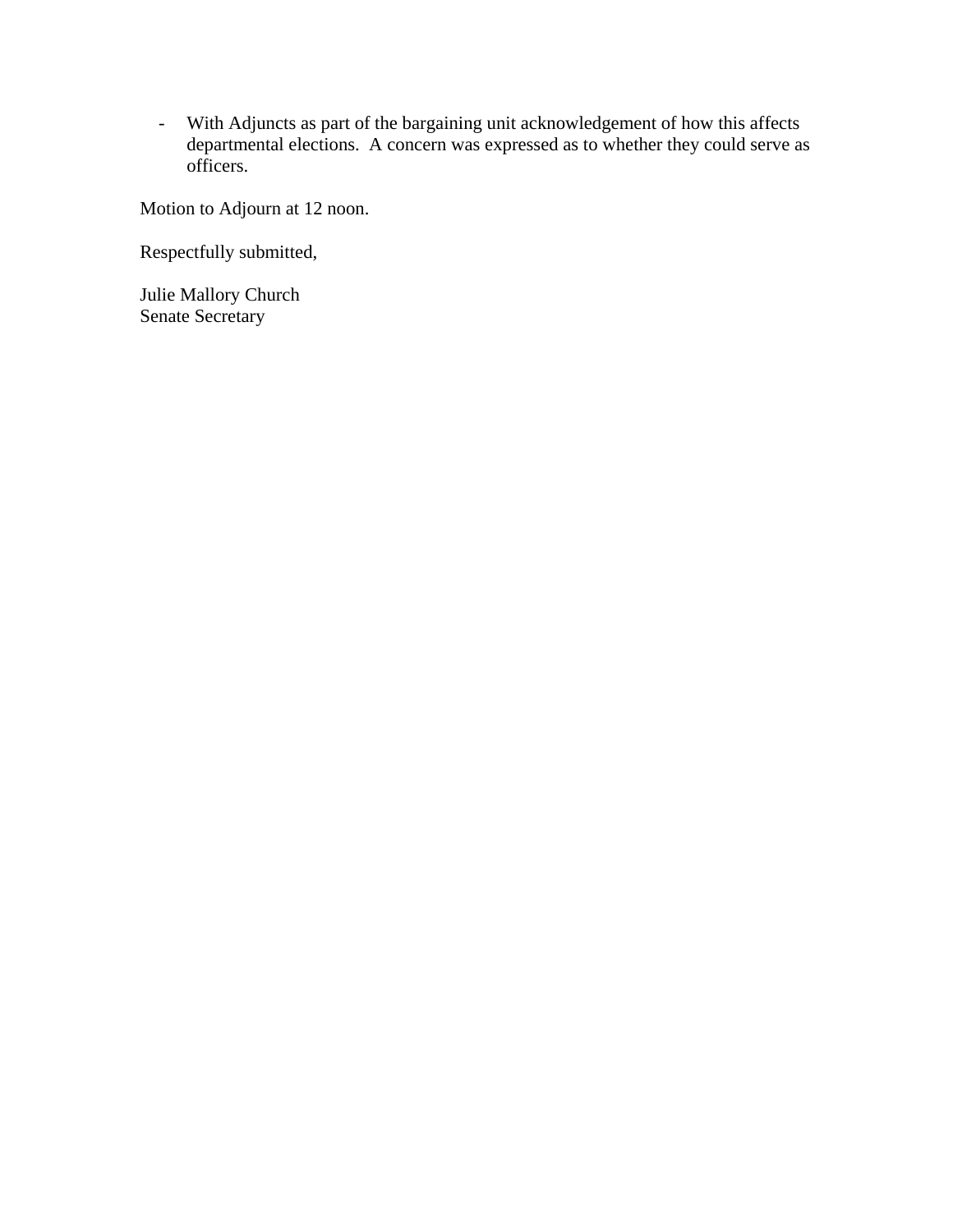- With Adjuncts as part of the bargaining unit acknowledgement of how this affects departmental elections. A concern was expressed as to whether they could serve as officers.

Motion to Adjourn at 12 noon.

Respectfully submitted,

Julie Mallory Church
Senate Secretary